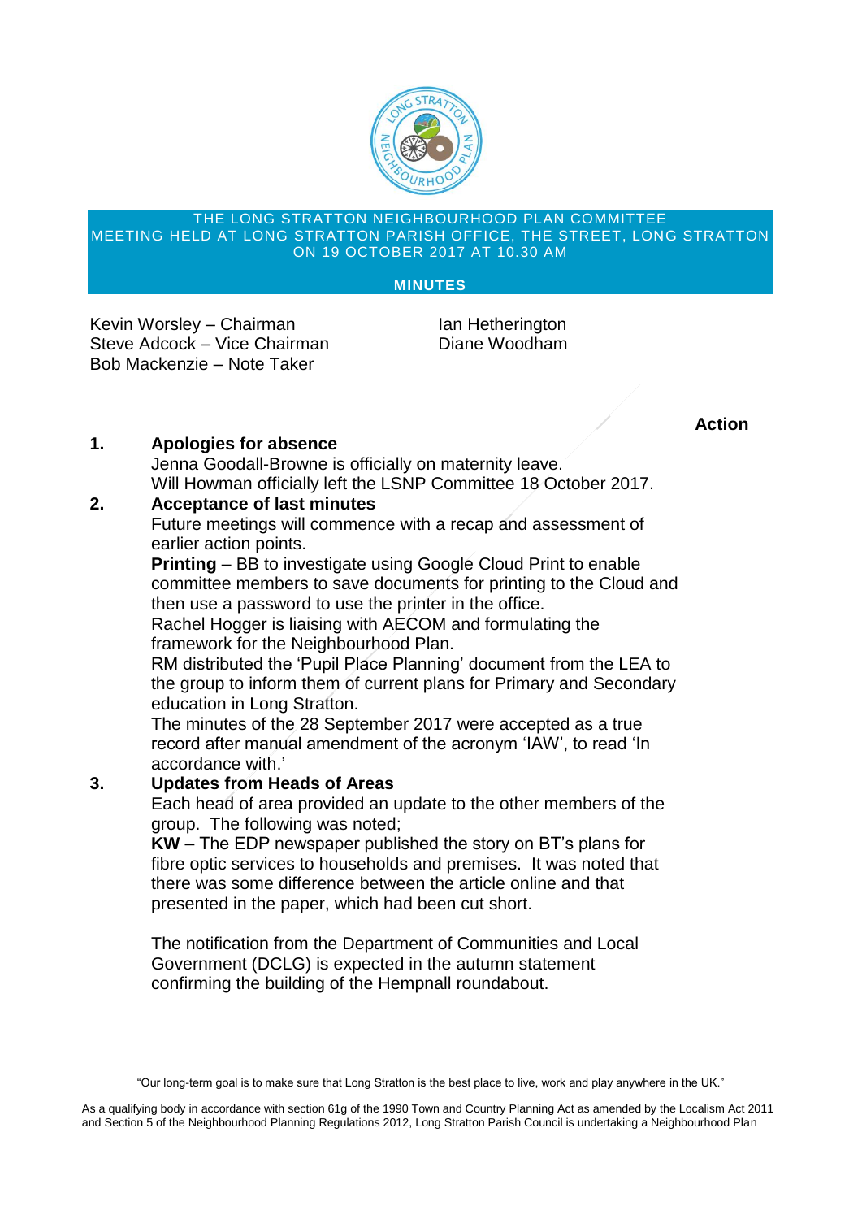THE LONG STRATTON NEIGHBOURHOOD PLAN COMMITTEE
MEETING HELD AT LONG STRATTON PARISH OFFICE, THE STREET, LONG STRATTON
ON 19 OCTOBER 2017 AT 10.30 AM

**MINUTES**

Kevin Worsley – Chairman
Steve Adcock – Vice Chairman
Bob Mackenzie – Note Taker
Ian Hetherington
Diane Woodham

**Action**

**1. Apologies for absence**

Jenna Goodall-Browne is officially on maternity leave.
Will Howman officially left the LSNP Committee 18 October 2017.

**2. Acceptance of last minutes**

Future meetings will commence with a recap and assessment of earlier action points.

**Printing** – BB to investigate using Google Cloud Print to enable committee members to save documents for printing to the Cloud and then use a password to use the printer in the office.

Rachel Hogger is liaising with AECOM and formulating the framework for the Neighbourhood Plan.

RM distributed the 'Pupil Place Planning' document from the LEA to the group to inform them of current plans for Primary and Secondary education in Long Stratton.

The minutes of the 28 September 2017 were accepted as a true record after manual amendment of the acronym 'IAW', to read 'In accordance with.'

**3. Updates from Heads of Areas**

Each head of area provided an update to the other members of the group. The following was noted;

**KW** – The EDP newspaper published the story on BT's plans for fibre optic services to households and premises. It was noted that there was some difference between the article online and that presented in the paper, which had been cut short.

The notification from the Department of Communities and Local Government (DCLG) is expected in the autumn statement confirming the building of the Hempnall roundabout.

"Our long-term goal is to make sure that Long Stratton is the best place to live, work and play anywhere in the UK."

As a qualifying body in accordance with section 61g of the 1990 Town and Country Planning Act as amended by the Localism Act 2011 and Section 5 of the Neighbourhood Planning Regulations 2012, Long Stratton Parish Council is undertaking a Neighbourhood Plan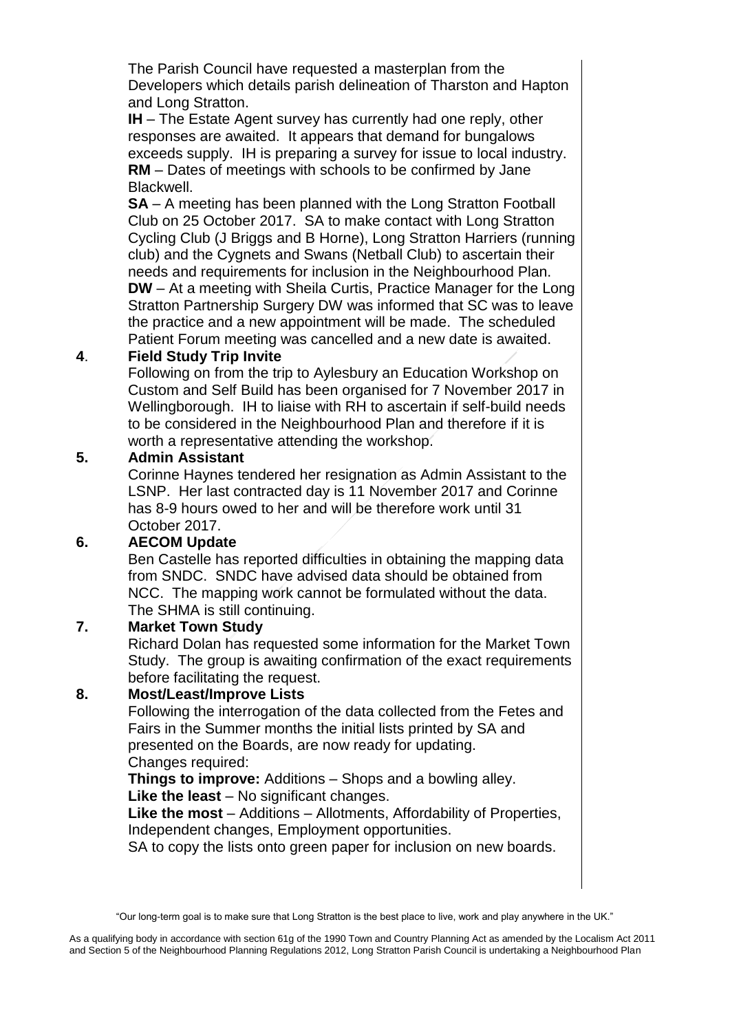The Parish Council have requested a masterplan from the Developers which details parish delineation of Tharston and Hapton and Long Stratton.

**IH** – The Estate Agent survey has currently had one reply, other responses are awaited. It appears that demand for bungalows exceeds supply. IH is preparing a survey for issue to local industry.

**RM** – Dates of meetings with schools to be confirmed by Jane Blackwell.

**SA** – A meeting has been planned with the Long Stratton Football Club on 25 October 2017. SA to make contact with Long Stratton Cycling Club (J Briggs and B Horne), Long Stratton Harriers (running club) and the Cygnets and Swans (Netball Club) to ascertain their needs and requirements for inclusion in the Neighbourhood Plan.

**DW** – At a meeting with Sheila Curtis, Practice Manager for the Long Stratton Partnership Surgery DW was informed that SC was to leave the practice and a new appointment will be made. The scheduled Patient Forum meeting was cancelled and a new date is awaited.

**4. Field Study Trip Invite**

Following on from the trip to Aylesbury an Education Workshop on Custom and Self Build has been organised for 7 November 2017 in Wellingborough. IH to liaise with RH to ascertain if self-build needs to be considered in the Neighbourhood Plan and therefore if it is worth a representative attending the workshop.

**5. Admin Assistant**

Corinne Haynes tendered her resignation as Admin Assistant to the LSNP. Her last contracted day is 11 November 2017 and Corinne has 8-9 hours owed to her and will be therefore work until 31 October 2017.

**6. AECOM Update**

Ben Castelle has reported difficulties in obtaining the mapping data from SNDC. SNDC have advised data should be obtained from NCC. The mapping work cannot be formulated without the data. The SHMA is still continuing.

**7. Market Town Study**

Richard Dolan has requested some information for the Market Town Study. The group is awaiting confirmation of the exact requirements before facilitating the request.

**8. Most/Least/Improve Lists**

Following the interrogation of the data collected from the Fetes and Fairs in the Summer months the initial lists printed by SA and presented on the Boards, are now ready for updating.

Changes required:

**Things to improve:** Additions – Shops and a bowling alley.

**Like the least** – No significant changes.

**Like the most** – Additions – Allotments, Affordability of Properties, Independent changes, Employment opportunities.

SA to copy the lists onto green paper for inclusion on new boards.

"Our long-term goal is to make sure that Long Stratton is the best place to live, work and play anywhere in the UK."

As a qualifying body in accordance with section 61g of the 1990 Town and Country Planning Act as amended by the Localism Act 2011 and Section 5 of the Neighbourhood Planning Regulations 2012, Long Stratton Parish Council is undertaking a Neighbourhood Plan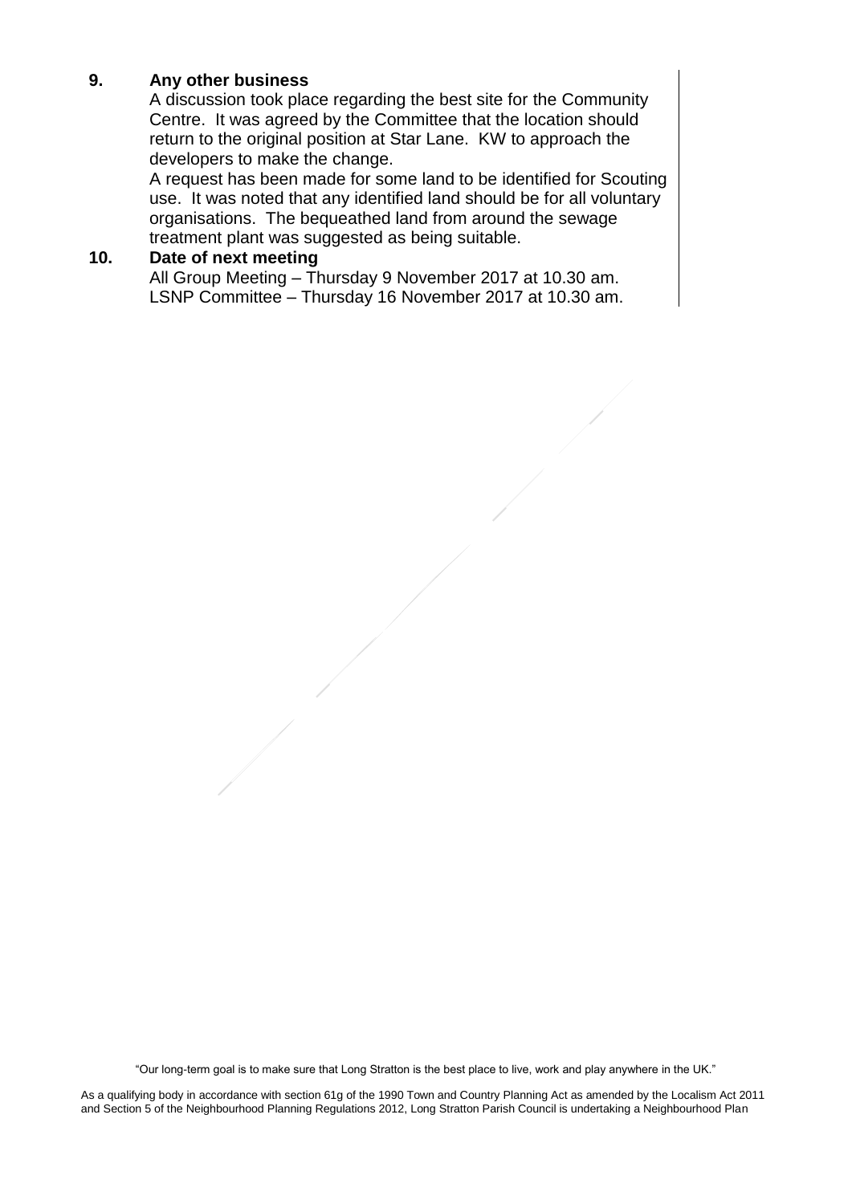**9. Any other business**

A discussion took place regarding the best site for the Community Centre. It was agreed by the Committee that the location should return to the original position at Star Lane. KW to approach the developers to make the change.

A request has been made for some land to be identified for Scouting use. It was noted that any identified land should be for all voluntary organisations. The bequeathed land from around the sewage treatment plant was suggested as being suitable.

**10. Date of next meeting**

All Group Meeting – Thursday 9 November 2017 at 10.30 am.
LSNP Committee – Thursday 16 November 2017 at 10.30 am.

"Our long-term goal is to make sure that Long Stratton is the best place to live, work and play anywhere in the UK."

As a qualifying body in accordance with section 61g of the 1990 Town and Country Planning Act as amended by the Localism Act 2011 and Section 5 of the Neighbourhood Planning Regulations 2012, Long Stratton Parish Council is undertaking a Neighbourhood Plan